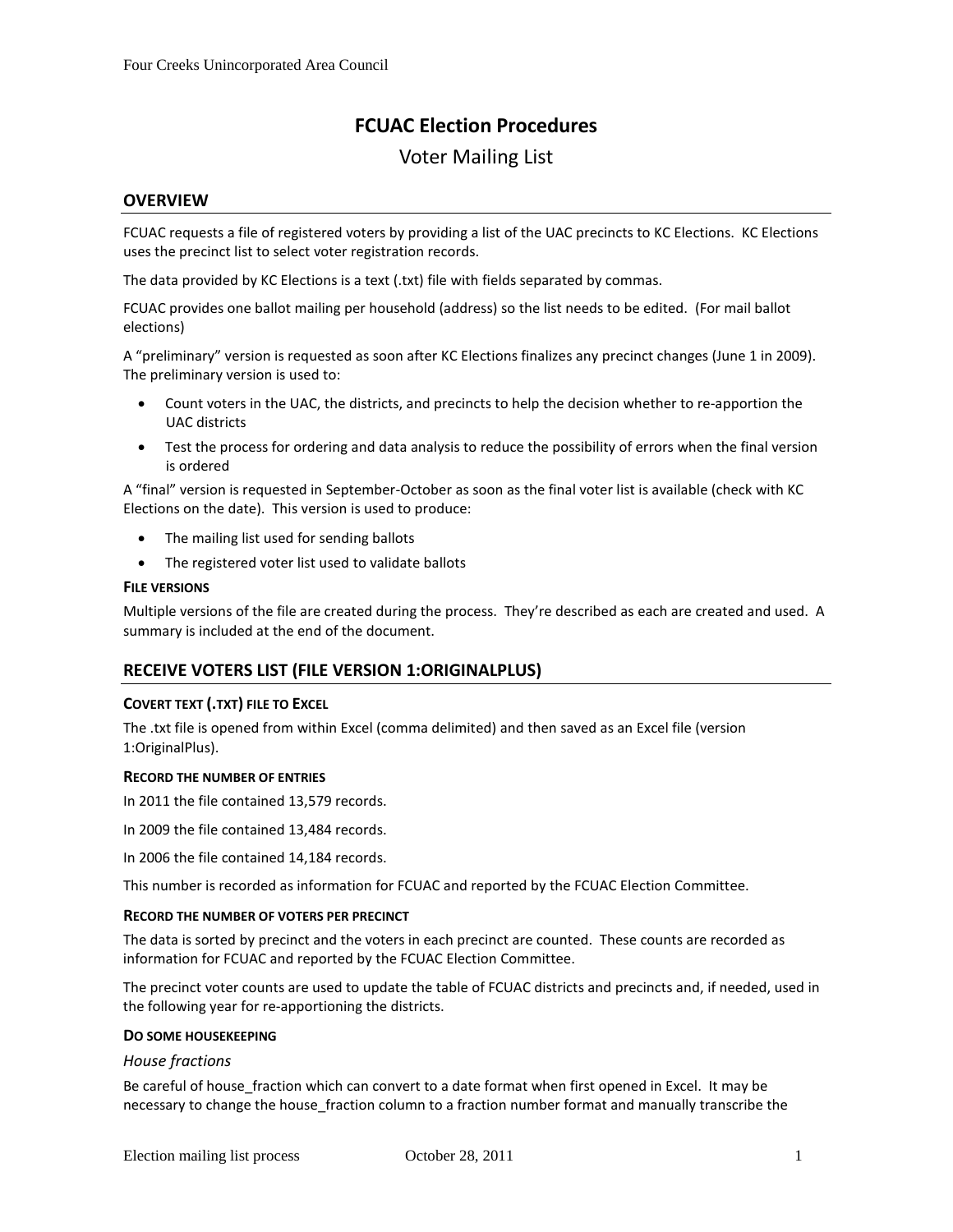# FCUAC Election Procedures

## Voter Mailing List

## OVERVIEW

FCUAC requests a file of registered voters by providing a list of the UAC precincts to KC Elections. KC Elections uses the precinct list to select voter registration records.

The data provided by KC Elections is a text (.txt) file with fields separated by commas.

FCUAC provides one ballot mailing per household (address) so the list needs to be edited. (For mail ballot elections)

A "preliminary" version is requested as soon after KC Elections finalizes any precinct changes (June 1 in 2009). The preliminary version is used to:

- Count voters in the UAC, the districts, and precincts to help the decision whether to re-apportion the UAC districts
- Test the process for ordering and data analysis to reduce the possibility of errors when the final version is ordered

A "final" version is requested in September-October as soon as the final voter list is available (check with KC Elections on the date). This version is used to produce:

- The mailing list used for sending ballots
- The registered voter list used to validate ballots

#### FILE VERSIONS

Multiple versions of the file are created during the process. They're described as each are created and used. A summary is included at the end of the document.

## RECEIVE VOTERS LIST (FILE VERSION 1:ORIGINALPLUS)

#### COVERT TEXT (.TXT) FILE TO EXCEL

The .txt file is opened from within Excel (comma delimited) and then saved as an Excel file (version 1:OriginalPlus).

#### RECORD THE NUMBER OF ENTRIES

In 2011 the file contained 13,579 records.

In 2009 the file contained 13,484 records.

In 2006 the file contained 14,184 records.

This number is recorded as information for FCUAC and reported by the FCUAC Election Committee.

#### RECORD THE NUMBER OF VOTERS PER PRECINCT

The data is sorted by precinct and the voters in each precinct are counted. These counts are recorded as information for FCUAC and reported by the FCUAC Election Committee.

The precinct voter counts are used to update the table of FCUAC districts and precincts and, if needed, used in the following year for re-apportioning the districts.

#### DO SOME HOUSEKEEPING

*House fractions*

Be careful of house_fraction which can convert to a date format when first opened in Excel. It may be necessary to change the house_fraction column to a fraction number format and manually transcribe the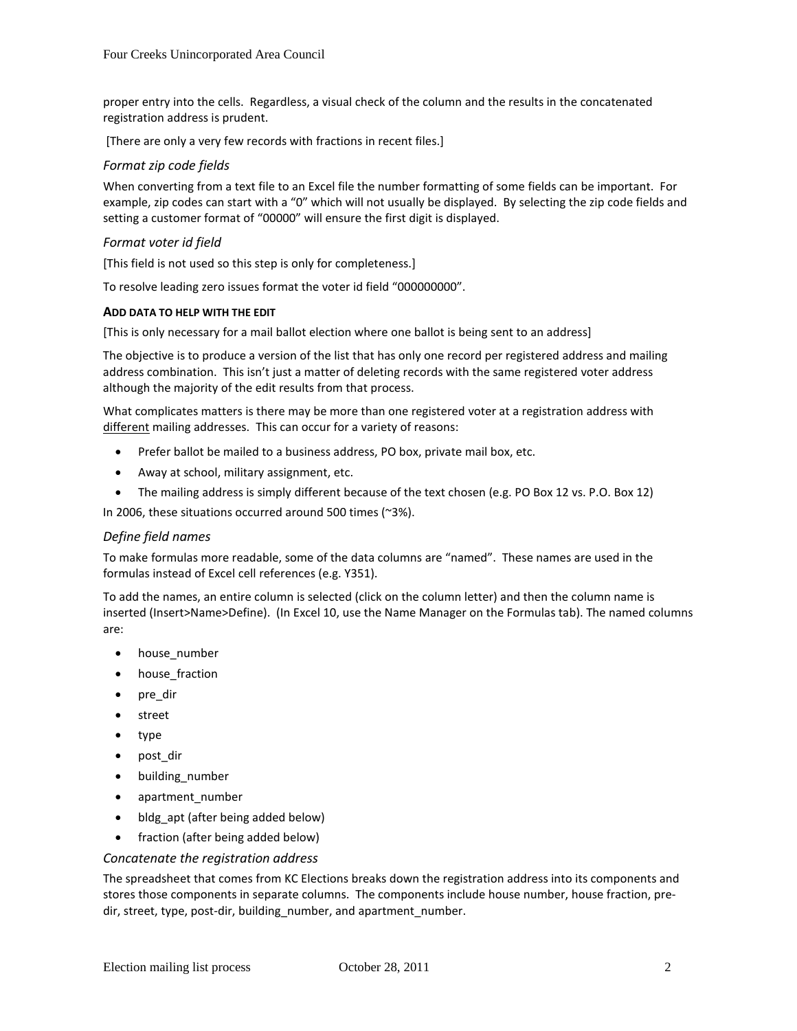proper entry into the cells. Regardless, a visual check of the column and the results in the concatenated registration address is prudent.

[There are only a very few records with fractions in recent files.]

### *Format zip code fields*

When converting from a text file to an Excel file the number formatting of some fields can be important. For example, zip codes can start with a "0" which will not usually be displayed. By selecting the zip code fields and setting a customer format of "00000" will ensure the first digit is displayed.

### *Format voter id field*

[This field is not used so this step is only for completeness.]

To resolve leading zero issues format the voter id field "000000000".

#### ADD DATA TO HELP WITH THE EDIT

[This is only necessary for a mail ballot election where one ballot is being sent to an address]

The objective is to produce a version of the list that has only one record per registered address and mailing address combination. This isn't just a matter of deleting records with the same registered voter address although the majority of the edit results from that process.

What complicates matters is there may be more than one registered voter at a registration address with <u>different</u> mailing addresses. This can occur for a variety of reasons:

- Prefer ballot be mailed to a business address, PO box, private mail box, etc.
- Away at school, military assignment, etc.
- The mailing address is simply different because of the text chosen (e.g. PO Box 12 vs. P.O. Box 12)

In 2006, these situations occurred around 500 times (~3%).

### *Define field names*

To make formulas more readable, some of the data columns are "named". These names are used in the formulas instead of Excel cell references (e.g. Y351).

To add the names, an entire column is selected (click on the column letter) and then the column name is inserted (Insert>Name>Define). (In Excel 10, use the Name Manager on the Formulas tab). The named columns are:

- house_number
- house_fraction
- pre_dir
- street
- type
- post_dir
- building_number
- apartment_number
- bldg_apt (after being added below)
- fraction (after being added below)

### *Concatenate the registration address*

The spreadsheet that comes from KC Elections breaks down the registration address into its components and stores those components in separate columns. The components include house number, house fraction, pre-dir, street, type, post-dir, building_number, and apartment_number.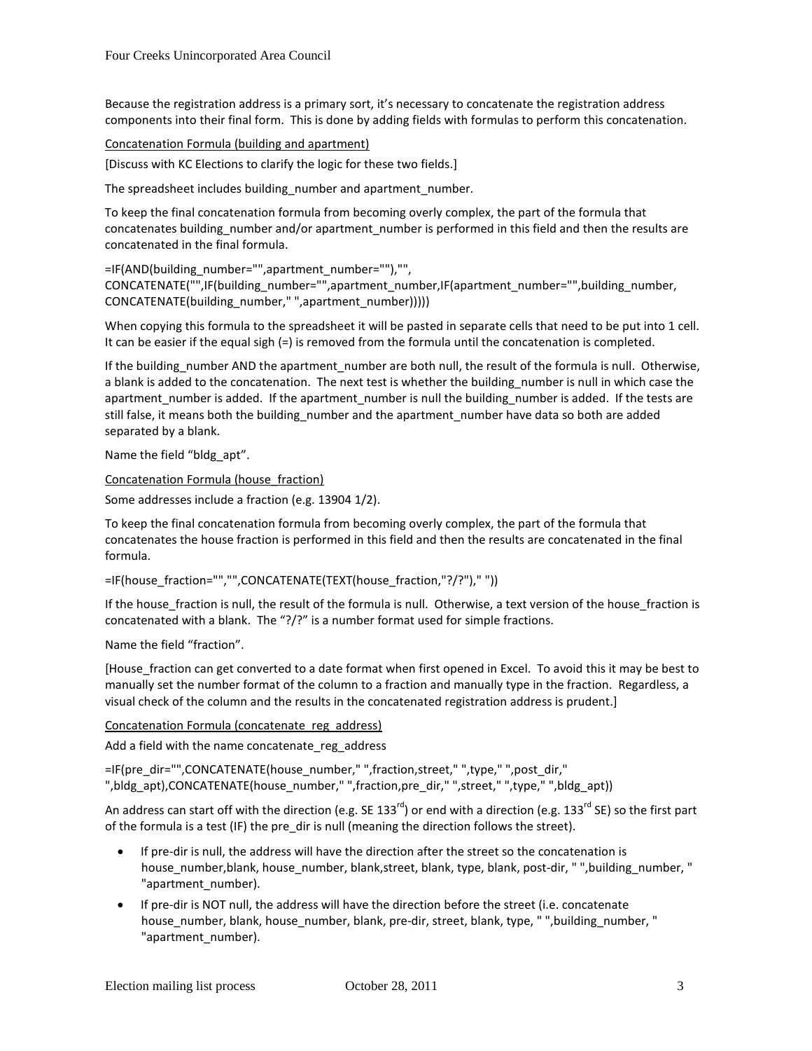Because the registration address is a primary sort, it's necessary to concatenate the registration address components into their final form. This is done by adding fields with formulas to perform this concatenation.

Concatenation Formula (building and apartment)

[Discuss with KC Elections to clarify the logic for these two fields.]

The spreadsheet includes building_number and apartment_number.

To keep the final concatenation formula from becoming overly complex, the part of the formula that concatenates building_number and/or apartment_number is performed in this field and then the results are concatenated in the final formula.

```
=IF(AND(building_number="",apartment_number=""),"",
CONCATENATE("",IF(building_number="",apartment_number,IF(apartment_number="",building_number,
CONCATENATE(building_number," ",apartment_number)))))
```

When copying this formula to the spreadsheet it will be pasted in separate cells that need to be put into 1 cell. It can be easier if the equal sigh (=) is removed from the formula until the concatenation is completed.

If the building_number AND the apartment_number are both null, the result of the formula is null. Otherwise, a blank is added to the concatenation. The next test is whether the building_number is null in which case the apartment_number is added. If the apartment_number is null the building_number is added. If the tests are still false, it means both the building_number and the apartment_number have data so both are added separated by a blank.

Name the field "bldg_apt".

Concatenation Formula (house_fraction)

Some addresses include a fraction (e.g. 13904 1/2).

To keep the final concatenation formula from becoming overly complex, the part of the formula that concatenates the house fraction is performed in this field and then the results are concatenated in the final formula.

```
=IF(house_fraction="","",CONCATENATE(TEXT(house_fraction,"?/?")," "))
```

If the house_fraction is null, the result of the formula is null. Otherwise, a text version of the house_fraction is concatenated with a blank. The "?/?" is a number format used for simple fractions.

Name the field "fraction".

[House_fraction can get converted to a date format when first opened in Excel. To avoid this it may be best to manually set the number format of the column to a fraction and manually type in the fraction. Regardless, a visual check of the column and the results in the concatenated registration address is prudent.]

Concatenation Formula (concatenate_reg_address)

Add a field with the name concatenate_reg_address

```
=IF(pre_dir="",CONCATENATE(house_number," ",fraction,street," ",type," ",post_dir,"
",bldg_apt),CONCATENATE(house_number," ",fraction,pre_dir," ",street," ",type," ",bldg_apt))
```

An address can start off with the direction (e.g. SE 133[rd]) or end with a direction (e.g. 133[rd] SE) so the first part of the formula is a test (IF) the pre_dir is null (meaning the direction follows the street).

- If pre-dir is null, the address will have the direction after the street so the concatenation is house_number,blank, house_number, blank,street, blank, type, blank, post-dir, " ",building_number, " "apartment_number).
- If pre-dir is NOT null, the address will have the direction before the street (i.e. concatenate house_number, blank, house_number, blank, pre-dir, street, blank, type, " ",building_number, " "apartment_number).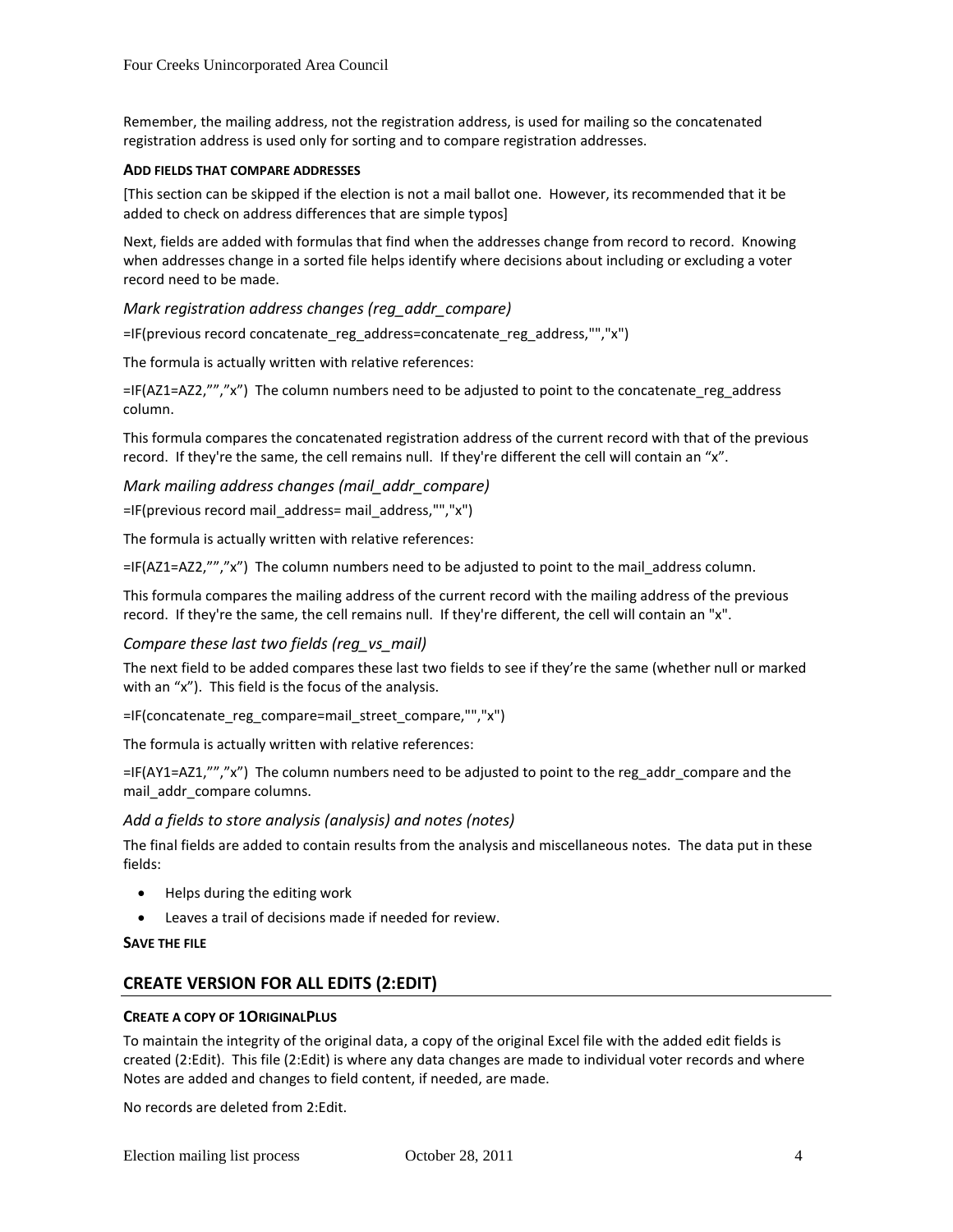Remember, the mailing address, not the registration address, is used for mailing so the concatenated registration address is used only for sorting and to compare registration addresses.

#### ADD FIELDS THAT COMPARE ADDRESSES

[This section can be skipped if the election is not a mail ballot one. However, its recommended that it be added to check on address differences that are simple typos]

Next, fields are added with formulas that find when the addresses change from record to record. Knowing when addresses change in a sorted file helps identify where decisions about including or excluding a voter record need to be made.

### *Mark registration address changes (reg_addr_compare)*

=IF(previous record concatenate_reg_address=concatenate_reg_address,"","x")

The formula is actually written with relative references:

=IF(AZ1=AZ2,””,”x”) The column numbers need to be adjusted to point to the concatenate_reg_address column.

This formula compares the concatenated registration address of the current record with that of the previous record. If they're the same, the cell remains null. If they're different the cell will contain an “x”.

### *Mark mailing address changes (mail_addr_compare)*

=IF(previous record mail_address= mail_address,"","x")

The formula is actually written with relative references:

=IF(AZ1=AZ2,””,”x”) The column numbers need to be adjusted to point to the mail_address column.

This formula compares the mailing address of the current record with the mailing address of the previous record. If they're the same, the cell remains null. If they're different, the cell will contain an "x".

### *Compare these last two fields (reg_vs_mail)*

The next field to be added compares these last two fields to see if they’re the same (whether null or marked with an “x”). This field is the focus of the analysis.

=IF(concatenate_reg_compare=mail_street_compare,"","x")

The formula is actually written with relative references:

=IF(AY1=AZ1,””,”x”) The column numbers need to be adjusted to point to the reg_addr_compare and the mail_addr_compare columns.

### *Add a fields to store analysis (analysis) and notes (notes)*

The final fields are added to contain results from the analysis and miscellaneous notes. The data put in these fields:

- Helps during the editing work
- Leaves a trail of decisions made if needed for review.

#### SAVE THE FILE

## CREATE VERSION FOR ALL EDITS (2:EDIT)

#### CREATE A COPY OF 1ORIGINALPLUS

To maintain the integrity of the original data, a copy of the original Excel file with the added edit fields is created (2:Edit). This file (2:Edit) is where any data changes are made to individual voter records and where Notes are added and changes to field content, if needed, are made.

No records are deleted from 2:Edit.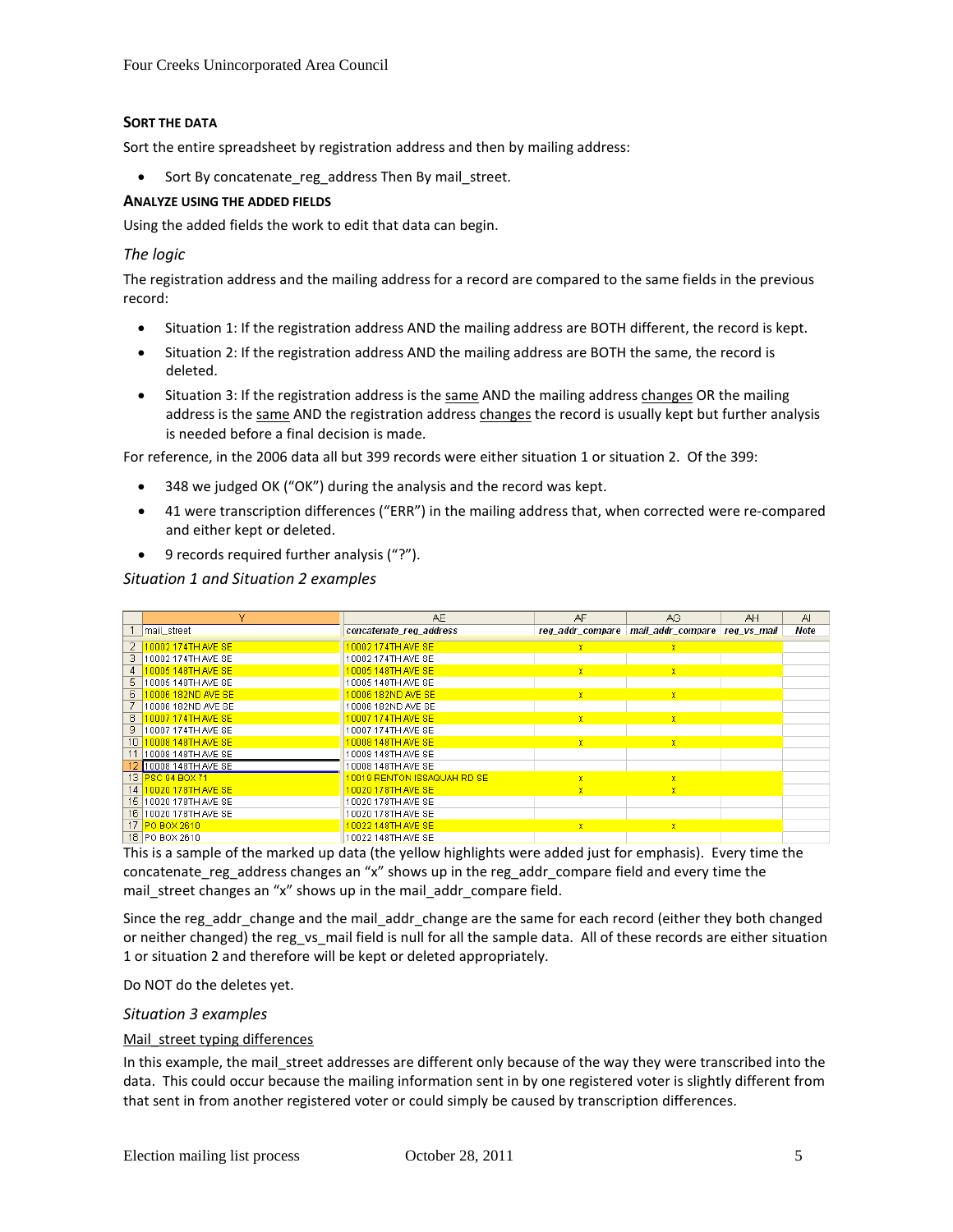### SORT THE DATA

Sort the entire spreadsheet by registration address and then by mailing address:

- Sort By concatenate_reg_address Then By mail_street.

### ANALYZE USING THE ADDED FIELDS

Using the added fields the work to edit that data can begin.

*The logic*

The registration address and the mailing address for a record are compared to the same fields in the previous record:

- Situation 1: If the registration address AND the mailing address are BOTH different, the record is kept.
- Situation 2: If the registration address AND the mailing address are BOTH the same, the record is deleted.
- Situation 3: If the registration address is the <u>same</u> AND the mailing address <u>changes</u> OR the mailing address is the <u>same</u> AND the registration address <u>changes</u> the record is usually kept but further analysis is needed before a final decision is made.

For reference, in the 2006 data all but 399 records were either situation 1 or situation 2. Of the 399:

- 348 we judged OK ("OK") during the analysis and the record was kept.
- 41 were transcription differences ("ERR") in the mailing address that, when corrected were re-compared and either kept or deleted.
- 9 records required further analysis ("?").

*Situation 1 and Situation 2 examples*

| | Y | AE | AF | AG | AH | AI |
|---|---|---|---|---|---|---|
| 1 | mail_street | concatenate_reg_address | reg_addr_compare | mail_addr_compare | reg_vs_mail | Note |
| 2 | 10002 174TH AVE SE | 10002 174TH AVE SE | x | x | | |
| 3 | 10002 174TH AVE SE | 10002 174TH AVE SE | | | | |
| 4 | 10005 148TH AVE SE | 10005 148TH AVE SE | x | x | | |
| 5 | 10005 148TH AVE SE | 10005 148TH AVE SE | | | | |
| 6 | 10006 182ND AVE SE | 10006 182ND AVE SE | x | x | | |
| 7 | 10006 182ND AVE SE | 10006 182ND AVE SE | | | | |
| 8 | 10007 174TH AVE SE | 10007 174TH AVE SE | x | x | | |
| 9 | 10007 174TH AVE SE | 10007 174TH AVE SE | | | | |
| 10 | 10008 148TH AVE SE | 10008 148TH AVE SE | x | x | | |
| 11 | 10008 148TH AVE SE | 10008 148TH AVE SE | | | | |
| 12 | 10008 148TH AVE SE | 10008 148TH AVE SE | | | | |
| 13 | PSC 94 BOX 71 | 10019 RENTON ISSAQUAH RD SE | x | x | | |
| 14 | 10020 178TH AVE SE | 10020 178TH AVE SE | x | x | | |
| 15 | 10020 178TH AVE SE | 10020 178TH AVE SE | | | | |
| 16 | 10020 178TH AVE SE | 10020 178TH AVE SE | | | | |
| 17 | PO BOX 2610 | 10022 148TH AVE SE | x | x | | |
| 18 | PO BOX 2610 | 10022 148TH AVE SE | | | | |

This is a sample of the marked up data (the yellow highlights were added just for emphasis). Every time the concatenate_reg_address changes an "x" shows up in the reg_addr_compare field and every time the mail_street changes an "x" shows up in the mail_addr_compare field.

Since the reg_addr_change and the mail_addr_change are the same for each record (either they both changed or neither changed) the reg_vs_mail field is null for all the sample data. All of these records are either situation 1 or situation 2 and therefore will be kept or deleted appropriately.

Do NOT do the deletes yet.

*Situation 3 examples*

<u>Mail_street typing differences</u>

In this example, the mail_street addresses are different only because of the way they were transcribed into the data. This could occur because the mailing information sent in by one registered voter is slightly different from that sent in from another registered voter or could simply be caused by transcription differences.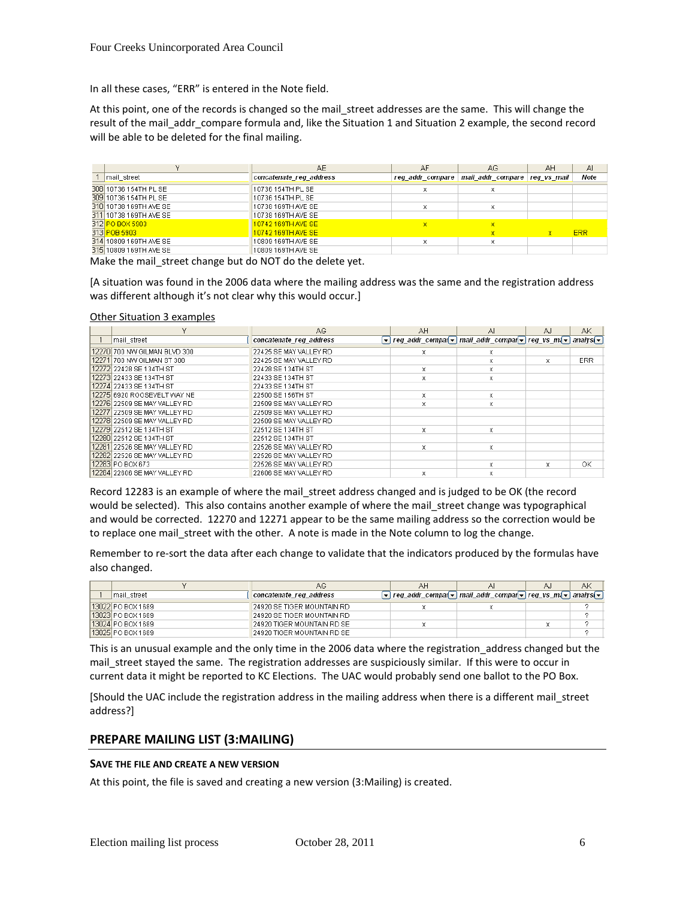In all these cases, "ERR" is entered in the Note field.

At this point, one of the records is changed so the mail_street addresses are the same. This will change the result of the mail_addr_compare formula and, like the Situation 1 and Situation 2 example, the second record will be able to be deleted for the final mailing.

| | Y | AE | AF | AG | AH | AI |
|---|---|---|---|---|---|---|
| 1 | mail_street | concatenate_reg_address | reg_addr_compare | mail_addr_compare | reg_vs_mail | Note |
| 308 | 10736 154TH PL SE | 10736 154TH PL SE | x | x | | |
| 309 | 10736 154TH PL SE | 10736 154TH PL SE | | | | |
| 310 | 10738 169TH AVE SE | 10738 169TH AVE SE | x | x | | |
| 311 | 10738 169TH AVE SE | 10738 169TH AVE SE | | | | |
| 312 | PO BOX 5903 | 10742 169TH AVE SE | x | x | | |
| 313 | POB 5903 | 10742 169TH AVE SE | | x | x | ERR |
| 314 | 10809 169TH AVE SE | 10809 169TH AVE SE | x | x | | |
| 315 | 10809 169TH AVE SE | 10809 169TH AVE SE | | | | |

Make the mail_street change but do NOT do the delete yet.

[A situation was found in the 2006 data where the mailing address was the same and the registration address was different although it's not clear why this would occur.]

Other Situation 3 examples

| | Y | AG | AH | AI | AJ | AK |
|---|---|---|---|---|---|---|
| 1 | mail_street | concatenate_reg_address | reg_addr_compare | mail_addr_compare | reg_vs_mail | analysis |
| 12270 | 700 NW GILMAN BLVD 300 | 22425 SE MAY VALLEY RD | x | x | | |
| 12271 | 700 NW GILMAN ST 300 | 22425 SE MAY VALLEY RD | | x | x | ERR |
| 12272 | 22428 SE 134TH ST | 22428 SE 134TH ST | x | x | | |
| 12273 | 22433 SE 134TH ST | 22433 SE 134TH ST | x | x | | |
| 12274 | 22433 SE 134TH ST | 22433 SE 134TH ST | | | | |
| 12275 | 6920 ROOSEVELT WAY NE | 22500 SE 156TH ST | x | x | | |
| 12276 | 22509 SE MAY VALLEY RD | 22509 SE MAY VALLEY RD | x | x | | |
| 12277 | 22509 SE MAY VALLEY RD | 22509 SE MAY VALLEY RD | | | | |
| 12278 | 22509 SE MAY VALLEY RD | 22509 SE MAY VALLEY RD | | | | |
| 12279 | 22512 SE 134TH ST | 22512 SE 134TH ST | x | x | | |
| 12280 | 22512 SE 134TH ST | 22512 SE 134TH ST | | | | |
| 12281 | 22526 SE MAY VALLEY RD | 22526 SE MAY VALLEY RD | x | x | | |
| 12282 | 22526 SE MAY VALLEY RD | 22526 SE MAY VALLEY RD | | | | |
| 12283 | PO BOX 673 | 22526 SE MAY VALLEY RD | | x | x | OK |
| 12284 | 22606 SE MAY VALLEY RD | 22606 SE MAY VALLEY RD | x | x | | |

Record 12283 is an example of where the mail_street address changed and is judged to be OK (the record would be selected). This also contains another example of where the mail_street change was typographical and would be corrected. 12270 and 12271 appear to be the same mailing address so the correction would be to replace one mail_street with the other. A note is made in the Note column to log the change.

Remember to re-sort the data after each change to validate that the indicators produced by the formulas have also changed.

| | Y | AG | AH | AI | AJ | AK |
|---|---|---|---|---|---|---|
| 1 | mail_street | concatenate_reg_address | reg_addr_compare | mail_addr_compare | reg_vs_mail | analysis |
| 13022 | PO BOX 1689 | 24920 SE TIGER MOUNTAIN RD | x | x | | ? |
| 13023 | PO BOX 1689 | 24920 SE TIGER MOUNTAIN RD | | | | ? |
| 13024 | PO BOX 1689 | 24920 TIGER MOUNTAIN RD SE | x | | x | ? |
| 13025 | PO BOX 1689 | 24920 TIGER MOUNTAIN RD SE | | | | ? |

This is an unusual example and the only time in the 2006 data where the registration_address changed but the mail_street stayed the same. The registration addresses are suspiciously similar. If this were to occur in current data it might be reported to KC Elections. The UAC would probably send one ballot to the PO Box.

[Should the UAC include the registration address in the mailing address when there is a different mail_street address?]

## PREPARE MAILING LIST (3:MAILING)

### SAVE THE FILE AND CREATE A NEW VERSION

At this point, the file is saved and creating a new version (3:Mailing) is created.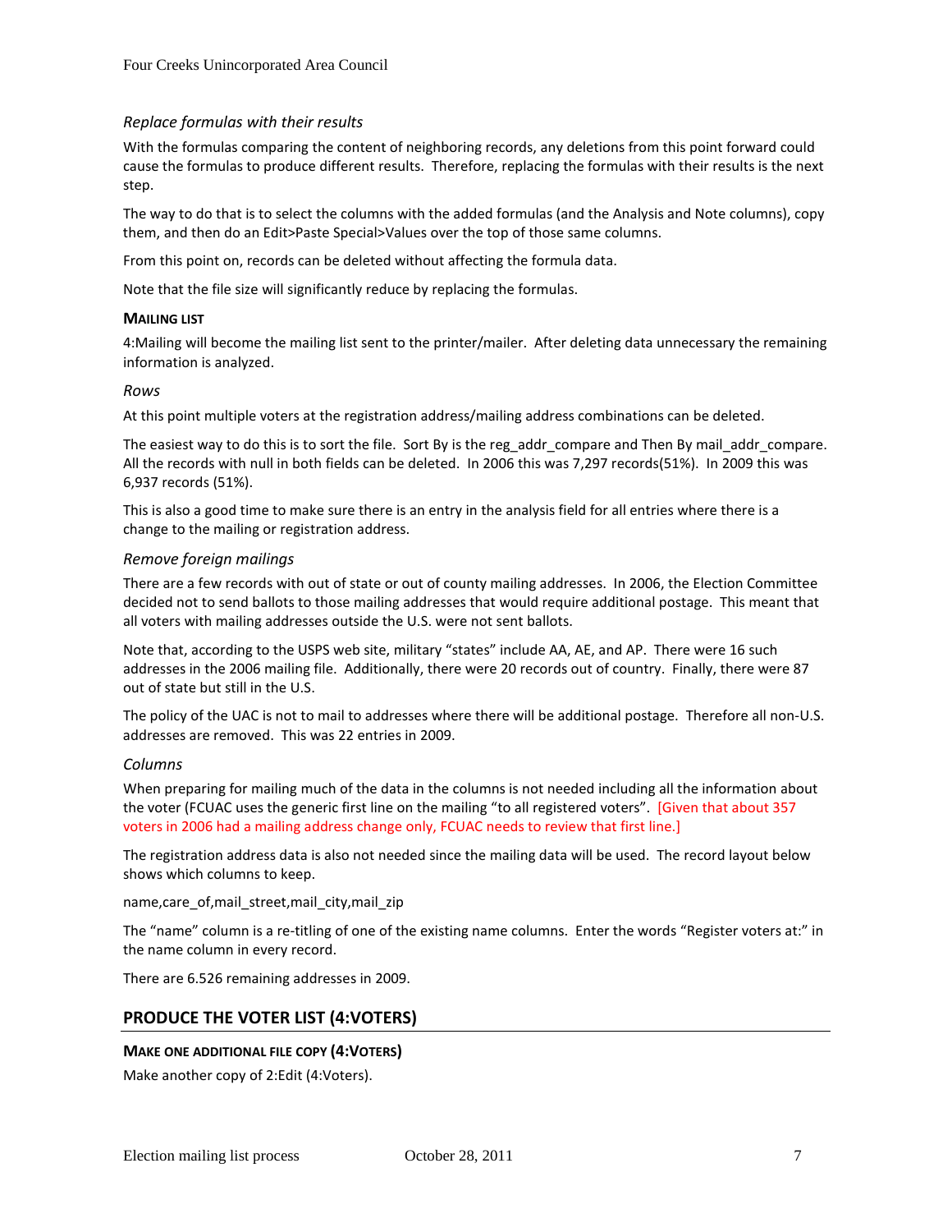*Replace formulas with their results*

With the formulas comparing the content of neighboring records, any deletions from this point forward could cause the formulas to produce different results. Therefore, replacing the formulas with their results is the next step.

The way to do that is to select the columns with the added formulas (and the Analysis and Note columns), copy them, and then do an Edit>Paste Special>Values over the top of those same columns.

From this point on, records can be deleted without affecting the formula data.

Note that the file size will significantly reduce by replacing the formulas.

### MAILING LIST

4:Mailing will become the mailing list sent to the printer/mailer. After deleting data unnecessary the remaining information is analyzed.

*Rows*

At this point multiple voters at the registration address/mailing address combinations can be deleted.

The easiest way to do this is to sort the file. Sort By is the reg_addr_compare and Then By mail_addr_compare. All the records with null in both fields can be deleted. In 2006 this was 7,297 records(51%). In 2009 this was 6,937 records (51%).

This is also a good time to make sure there is an entry in the analysis field for all entries where there is a change to the mailing or registration address.

*Remove foreign mailings*

There are a few records with out of state or out of county mailing addresses. In 2006, the Election Committee decided not to send ballots to those mailing addresses that would require additional postage. This meant that all voters with mailing addresses outside the U.S. were not sent ballots.

Note that, according to the USPS web site, military "states" include AA, AE, and AP. There were 16 such addresses in the 2006 mailing file. Additionally, there were 20 records out of country. Finally, there were 87 out of state but still in the U.S.

The policy of the UAC is not to mail to addresses where there will be additional postage. Therefore all non-U.S. addresses are removed. This was 22 entries in 2009.

*Columns*

When preparing for mailing much of the data in the columns is not needed including all the information about the voter (FCUAC uses the generic first line on the mailing "to all registered voters". [Given that about 357 voters in 2006 had a mailing address change only, FCUAC needs to review that first line.]

The registration address data is also not needed since the mailing data will be used. The record layout below shows which columns to keep.

name,care_of,mail_street,mail_city,mail_zip

The "name" column is a re-titling of one of the existing name columns. Enter the words "Register voters at:" in the name column in every record.

There are 6.526 remaining addresses in 2009.

## PRODUCE THE VOTER LIST (4:VOTERS)

### MAKE ONE ADDITIONAL FILE COPY (4:VOTERS)

Make another copy of 2:Edit (4:Voters).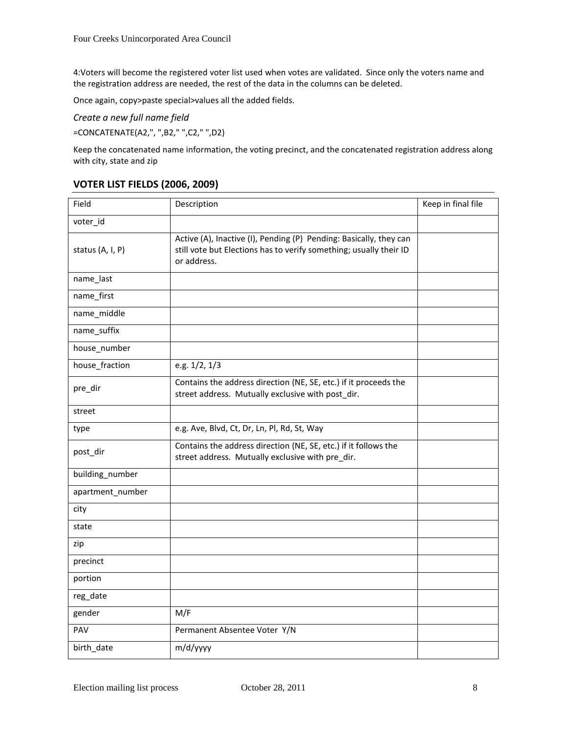4:Voters will become the registered voter list used when votes are validated. Since only the voters name and the registration address are needed, the rest of the data in the columns can be deleted.

Once again, copy>paste special>values all the added fields.

*Create a new full name field*

=CONCATENATE(A2,", ",B2," ",C2," ",D2)

Keep the concatenated name information, the voting precinct, and the concatenated registration address along with city, state and zip

## VOTER LIST FIELDS (2006, 2009)

| Field | Description | Keep in final file |
|---|---|---|
| voter_id | | |
| status (A, I, P) | Active (A), Inactive (I), Pending (P) Pending: Basically, they can still vote but Elections has to verify something; usually their ID or address. | |
| name_last | | |
| name_first | | |
| name_middle | | |
| name_suffix | | |
| house_number | | |
| house_fraction | e.g. 1/2, 1/3 | |
| pre_dir | Contains the address direction (NE, SE, etc.) if it proceeds the street address. Mutually exclusive with post_dir. | |
| street | | |
| type | e.g. Ave, Blvd, Ct, Dr, Ln, Pl, Rd, St, Way | |
| post_dir | Contains the address direction (NE, SE, etc.) if it follows the street address. Mutually exclusive with pre_dir. | |
| building_number | | |
| apartment_number | | |
| city | | |
| state | | |
| zip | | |
| precinct | | |
| portion | | |
| reg_date | | |
| gender | M/F | |
| PAV | Permanent Absentee Voter Y/N | |
| birth_date | m/d/yyyy | |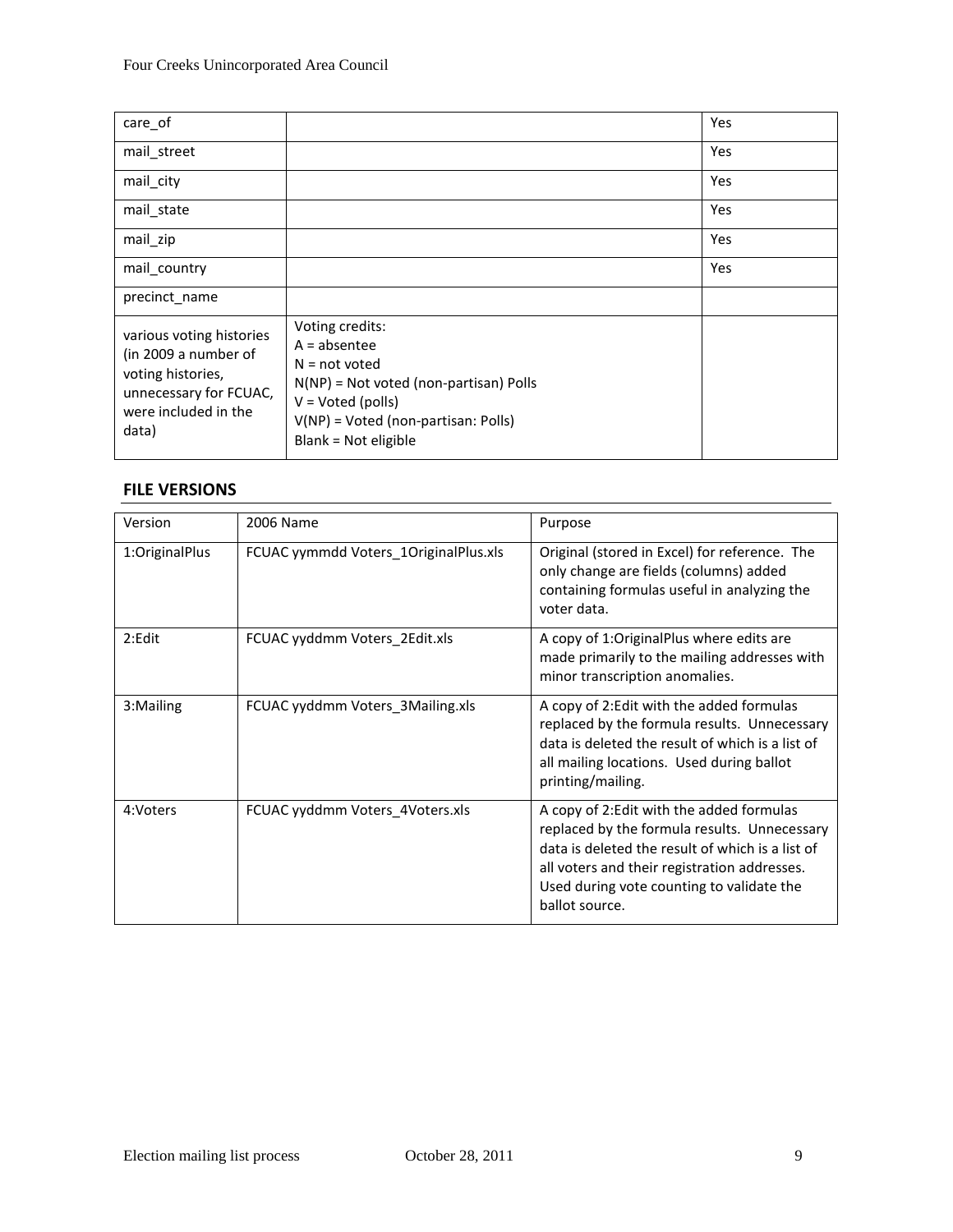| | | |
|---|---|---|
| care_of | | Yes |
| mail_street | | Yes |
| mail_city | | Yes |
| mail_state | | Yes |
| mail_zip | | Yes |
| mail_country | | Yes |
| precinct_name | | |
| various voting histories (in 2009 a number of voting histories, unnecessary for FCUAC, were included in the data) | Voting credits:<br>A = absentee<br>N = not voted<br>N(NP) = Not voted (non-partisan) Polls<br>V = Voted (polls)<br>V(NP) = Voted (non-partisan: Polls)<br>Blank = Not eligible | |

## FILE VERSIONS

| Version | 2006 Name | Purpose |
|---|---|---|
| 1:OriginalPlus | FCUAC yymmdd Voters_1OriginalPlus.xls | Original (stored in Excel) for reference. The only change are fields (columns) added containing formulas useful in analyzing the voter data. |
| 2:Edit | FCUAC yyddmm Voters_2Edit.xls | A copy of 1:OriginalPlus where edits are made primarily to the mailing addresses with minor transcription anomalies. |
| 3:Mailing | FCUAC yyddmm Voters_3Mailing.xls | A copy of 2:Edit with the added formulas replaced by the formula results. Unnecessary data is deleted the result of which is a list of all mailing locations. Used during ballot printing/mailing. |
| 4:Voters | FCUAC yyddmm Voters_4Voters.xls | A copy of 2:Edit with the added formulas replaced by the formula results. Unnecessary data is deleted the result of which is a list of all voters and their registration addresses. Used during vote counting to validate the ballot source. |